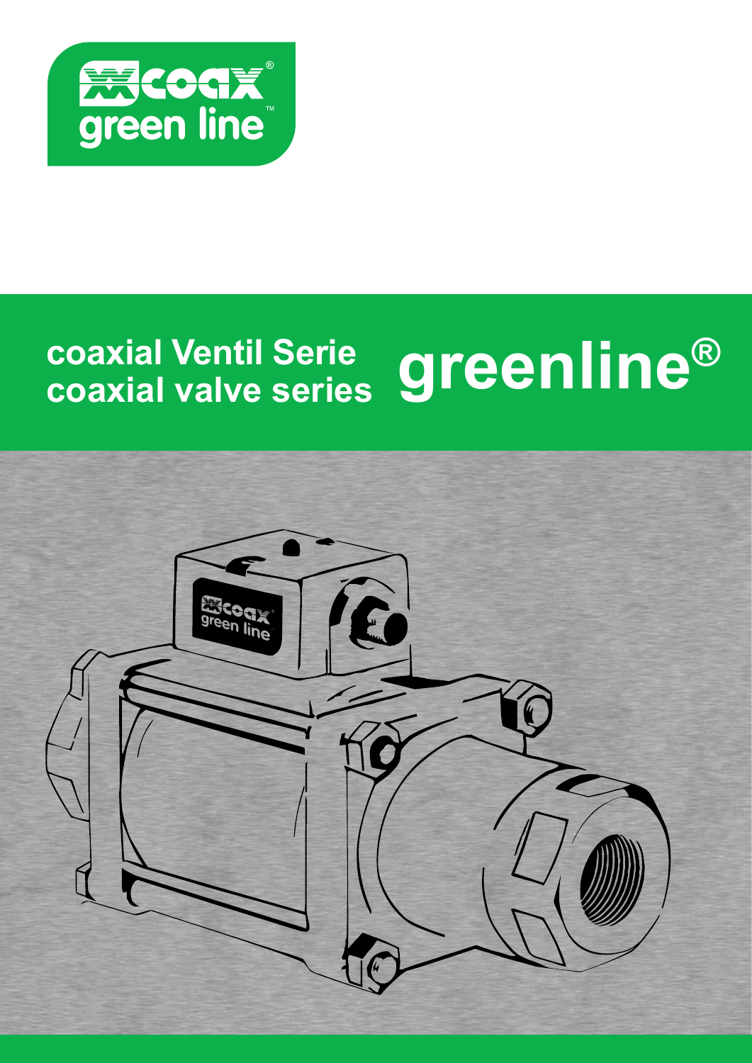coax® green line™

# coaxial Ventil Serie
# coaxial valve series

# greenline®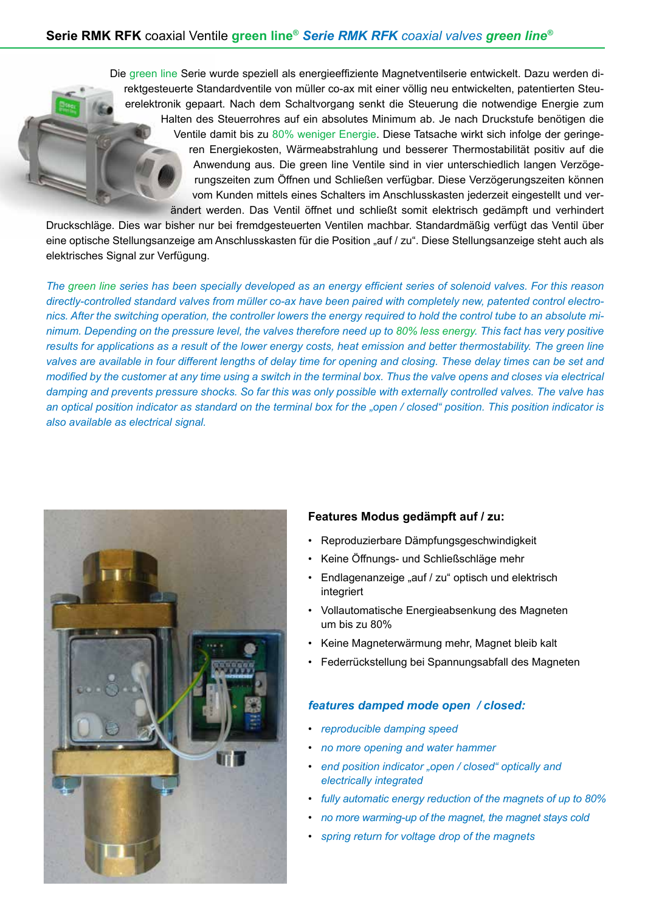## Serie RMK RFK coaxial Ventile green line® *Serie RMK RFK coaxial valves green line®*

Die green line Serie wurde speziell als energieeffiziente Magnetventilserie entwickelt. Dazu werden direktgesteuerte Standardventile von müller co-ax mit einer völlig neu entwickelten, patentierten Steuerelektronik gepaart. Nach dem Schaltvorgang senkt die Steuerung die notwendige Energie zum Halten des Steuerrohres auf ein absolutes Minimum ab. Je nach Druckstufe benötigen die Ventile damit bis zu 80% weniger Energie. Diese Tatsache wirkt sich infolge der geringeren Energiekosten, Wärmeabstrahlung und besserer Thermostabilität positiv auf die Anwendung aus. Die green line Ventile sind in vier unterschiedlich langen Verzögerungszeiten zum Öffnen und Schließen verfügbar. Diese Verzögerungszeiten können vom Kunden mittels eines Schalters im Anschlusskasten jederzeit eingestellt und verändert werden. Das Ventil öffnet und schließt somit elektrisch gedämpft und verhindert Druckschläge. Dies war bisher nur bei fremdgesteuerten Ventilen machbar. Standardmäßig verfügt das Ventil über eine optische Stellungsanzeige am Anschlusskasten für die Position „auf / zu". Diese Stellungsanzeige steht auch als elektrisches Signal zur Verfügung.

*The green line series has been specially developed as an energy efficient series of solenoid valves. For this reason directly-controlled standard valves from müller co-ax have been paired with completely new, patented control electronics. After the switching operation, the controller lowers the energy required to hold the control tube to an absolute minimum. Depending on the pressure level, the valves therefore need up to 80% less energy. This fact has very positive results for applications as a result of the lower energy costs, heat emission and better thermostability. The green line valves are available in four different lengths of delay time for opening and closing. These delay times can be set and modified by the customer at any time using a switch in the terminal box. Thus the valve opens and closes via electrical damping and prevents pressure shocks. So far this was only possible with externally controlled valves. The valve has an optical position indicator as standard on the terminal box for the „open / closed" position. This position indicator is also available as electrical signal.*

### Features Modus gedämpft auf / zu:

- Reproduzierbare Dämpfungsgeschwindigkeit
- Keine Öffnungs- und Schließschläge mehr
- Endlagenanzeige „auf / zu" optisch und elektrisch integriert
- Vollautomatische Energieabsenkung des Magneten um bis zu 80%
- Keine Magneterwärmung mehr, Magnet bleib kalt
- Federrückstellung bei Spannungsabfall des Magneten

### *features damped mode open / closed:*

- *reproducible damping speed*
- *no more opening and water hammer*
- *end position indicator „open / closed" optically and electrically integrated*
- *fully automatic energy reduction of the magnets of up to 80%*
- *no more warming-up of the magnet, the magnet stays cold*
- *spring return for voltage drop of the magnets*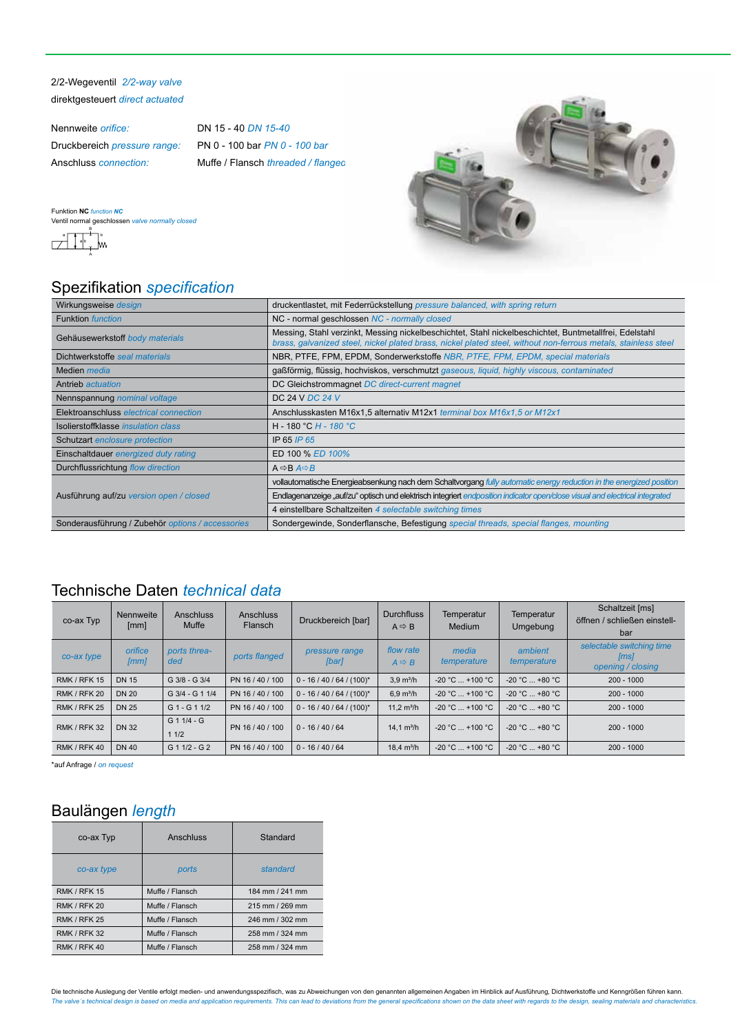2/2-Wegeventil *2/2-way valve*

direktgesteuert *direct actuated*

| | |
|---|---|
| Nennweite *orifice:* | DN 15 - 40 *DN 15-40* |
| Druckbereich *pressure range:* | PN 0 - 100 bar *PN 0 - 100 bar* |
| Anschluss *connection:* | Muffe / Flansch *threaded / flanged* |

Funktion **NC** *function* ***NC***

Ventil normal geschlossen *valve normally closed*

## Spezifikation *specification*

| | |
|---|---|
| Wirkungsweise *design* | druckentlastet, mit Federrückstellung *pressure balanced, with spring return* |
| Funktion *function* | NC - normal geschlossen *NC - normally closed* |
| Gehäusewerkstoff *body materials* | Messing, Stahl verzinkt, Messing nickelbeschichtet, Stahl nickelbeschichtet, Buntmetallfrei, Edelstahl *brass, galvanized steel, nickel plated brass, nickel plated steel, without non-ferrous metals, stainless steel* |
| Dichtwerkstoffe *seal materials* | NBR, PTFE, FPM, EPDM, Sonderwerkstoffe *NBR, PTFE, FPM, EPDM, special materials* |
| Medien *media* | gaßförmig, flüssig, hochviskos, verschmutzt *gaseous, liquid, highly viscous, contaminated* |
| Antrieb *actuation* | DC Gleichstrommagnet *DC direct-current magnet* |
| Nennspannung *nominal voltage* | DC 24 V *DC 24 V* |
| Elektroanschluss *electrical connection* | Anschlusskasten M16x1,5 alternativ M12x1 *terminal box M16x1,5 or M12x1* |
| Isolierstoffklasse *insulation class* | H - 180 °C *H - 180 °C* |
| Schutzart *enclosure protection* | IP 65 *IP 65* |
| Einschaltdauer *energized duty rating* | ED 100 % *ED 100%* |
| Durchflussrichtung *flow direction* | A ⇨ B *A⇨B* |
| Ausführung auf/zu *version open / closed* | vollautomatische Energieabsenkung nach dem Schaltvorgang *fully automatic energy reduction in the energized position* |
| | Endlagenanzeige „auf/zu" optisch und elektrisch integriert *endposition indicator open/close visual and electrical integrated* |
| | 4 einstellbare Schaltzeiten *4 selectable switching times* |
| Sonderausführung / Zubehör *options / accessories* | Sondergewinde, Sonderflansche, Befestigung *special threads, special flanges, mounting* |

## Technische Daten *technical data*

| co-ax Typ | Nennweite [mm] | Anschluss Muffe | Anschluss Flansch | Druckbereich [bar] | Durchfluss A ⇨ B | Temperatur Medium | Temperatur Umgebung | Schaltzeit [ms] öffnen / schließen einstell-bar |
|---|---|---|---|---|---|---|---|---|
| *co-ax type* | *orifice [mm]* | *ports threa-ded* | *ports flanged* | *pressure range [bar]* | *flow rate A ⇨ B* | *media temperature* | *ambient temperature* | *selectable switching time [ms] opening / closing* |
| RMK / RFK 15 | DN 15 | G 3/8 - G 3/4 | PN 16 / 40 / 100 | 0 - 16 / 40 / 64 / (100)* | 3,9 m³/h | -20 °C ... +100 °C | -20 °C ... +80 °C | 200 - 1000 |
| RMK / RFK 20 | DN 20 | G 3/4 - G 1 1/4 | PN 16 / 40 / 100 | 0 - 16 / 40 / 64 / (100)* | 6,9 m³/h | -20 °C ... +100 °C | -20 °C ... +80 °C | 200 - 1000 |
| RMK / RFK 25 | DN 25 | G 1 - G 1 1/2 | PN 16 / 40 / 100 | 0 - 16 / 40 / 64 / (100)* | 11,2 m³/h | -20 °C ... +100 °C | -20 °C ... +80 °C | 200 - 1000 |
| RMK / RFK 32 | DN 32 | G 1 1/4 - G 1 1/2 | PN 16 / 40 / 100 | 0 - 16 / 40 / 64 | 14,1 m³/h | -20 °C ... +100 °C | -20 °C ... +80 °C | 200 - 1000 |
| RMK / RFK 40 | DN 40 | G 1 1/2 - G 2 | PN 16 / 40 / 100 | 0 - 16 / 40 / 64 | 18,4 m³/h | -20 °C ... +100 °C | -20 °C ... +80 °C | 200 - 1000 |

*auf Anfrage / *on request*

## Baulängen *length*

| co-ax Typ | Anschluss | Standard |
|---|---|---|
| *co-ax type* | *ports* | *standard* |
| RMK / RFK 15 | Muffe / Flansch | 184 mm / 241 mm |
| RMK / RFK 20 | Muffe / Flansch | 215 mm / 269 mm |
| RMK / RFK 25 | Muffe / Flansch | 246 mm / 302 mm |
| RMK / RFK 32 | Muffe / Flansch | 258 mm / 324 mm |
| RMK / RFK 40 | Muffe / Flansch | 258 mm / 324 mm |

Die technische Auslegung der Ventile erfolgt medien- und anwendungsspezifisch, was zu Abweichungen von den genannten allgemeinen Angaben im Hinblick auf Ausführung, Dichtwerkstoffe und Kenngrößen führen kann.
*The valve´s technical design is based on media and application requirements. This can lead to deviations from the general specifications shown on the data sheet with regards to the design, sealing materials and characteristics.*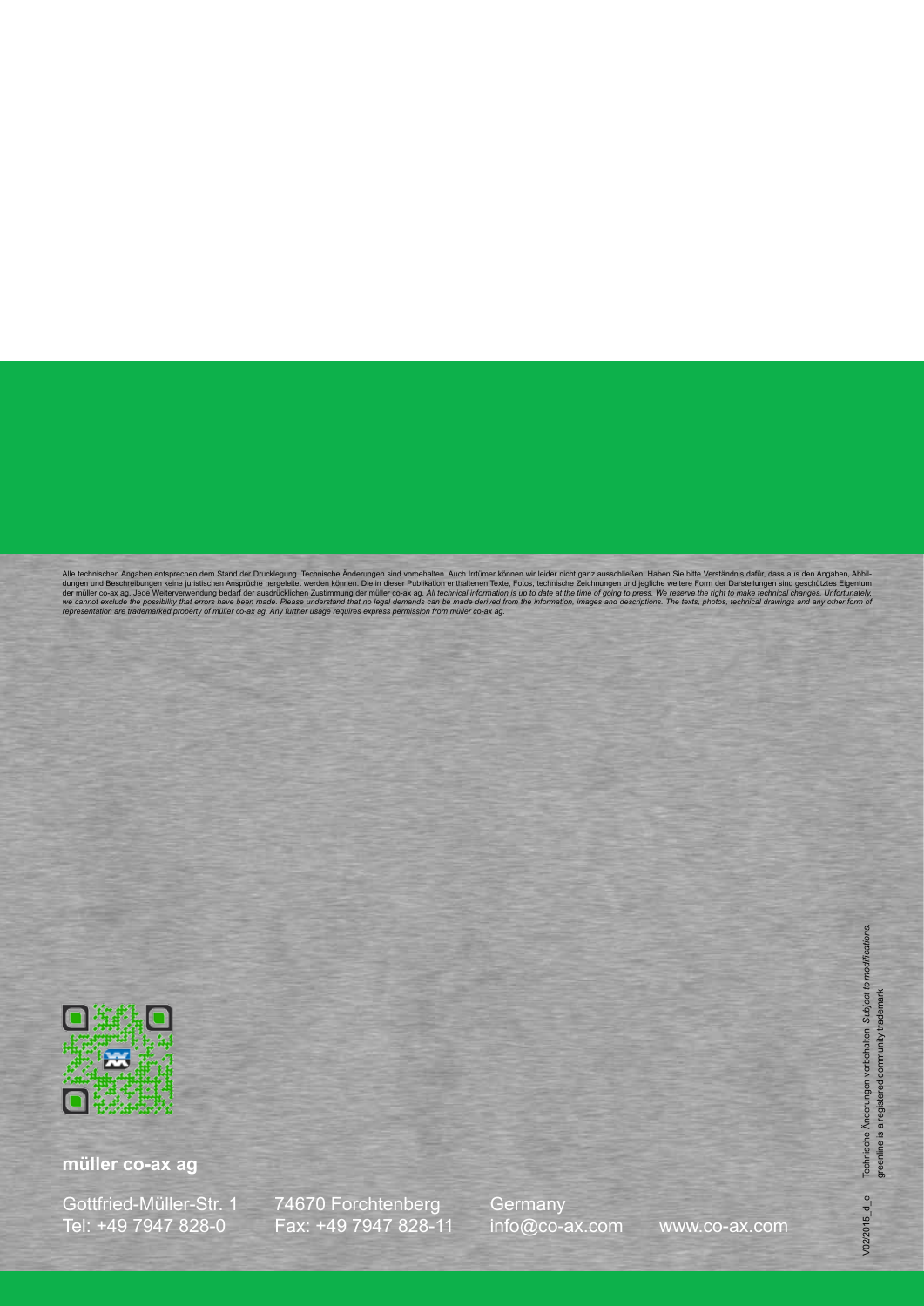Alle technischen Angaben entsprechen dem Stand der Drucklegung. Technische Änderungen sind vorbehalten. Auch Irrtümer können wir leider nicht ganz ausschließen. Haben Sie bitte Verständnis dafür, dass aus den Angaben, Abbildungen und Beschreibungen keine juristischen Ansprüche hergeleitet werden können. Die in dieser Publikation enthaltenen Texte, Fotos, technische Zeichnungen und jegliche weitere Form der Darstellungen sind geschütztes Eigentum der müller co-ax ag. Jede Weiterverwendung bedarf der ausdrücklichen Zustimmung der müller co-ax ag. *All technical information is up to date at the time of going to press. We reserve the right to make technical changes. Unfortunately, we cannot exclude the possibility that errors have been made. Please understand that no legal demands can be made derived from the information, images and descriptions. The texts, photos, technical drawings and any other form of representation are trademarked property of müller co-ax ag. Any further usage requires express permission from müller co-ax ag.*

**müller co-ax ag**

Gottfried-Müller-Str. 1 | 74670 Forchtenberg | Germany
Tel: +49 7947 828-0 | Fax: +49 7947 828-11 | info@co-ax.com | www.co-ax.com

V02/2015_d_e Technische Änderungen vorbehalten. *Subject to modifications.*
greenline is a registered community trademark